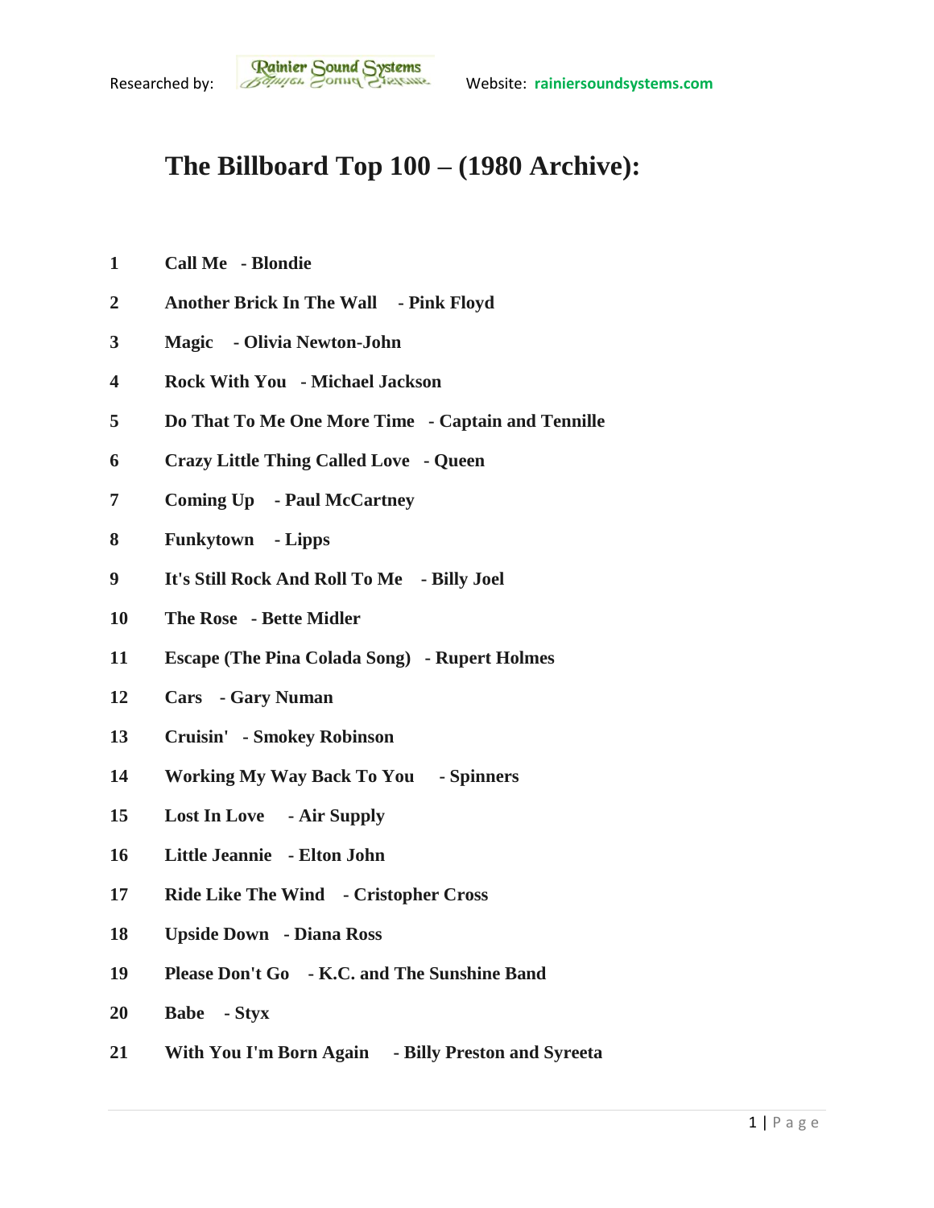Researched by: Rainier Sound Systems Website: rainiersoundsystems.com

# The Billboard Top 100 – (1980 Archive):

**1** **Call Me - Blondie**

**2** **Another Brick In The Wall - Pink Floyd**

**3** **Magic - Olivia Newton-John**

**4** **Rock With You - Michael Jackson**

**5** **Do That To Me One More Time - Captain and Tennille**

**6** **Crazy Little Thing Called Love - Queen**

**7** **Coming Up - Paul McCartney**

**8** **Funkytown - Lipps**

**9** **It's Still Rock And Roll To Me - Billy Joel**

**10** **The Rose - Bette Midler**

**11** **Escape (The Pina Colada Song) - Rupert Holmes**

**12** **Cars - Gary Numan**

**13** **Cruisin' - Smokey Robinson**

**14** **Working My Way Back To You - Spinners**

**15** **Lost In Love - Air Supply**

**16** **Little Jeannie - Elton John**

**17** **Ride Like The Wind - Cristopher Cross**

**18** **Upside Down - Diana Ross**

**19** **Please Don't Go - K.C. and The Sunshine Band**

**20** **Babe - Styx**

**21** **With You I'm Born Again - Billy Preston and Syreeta**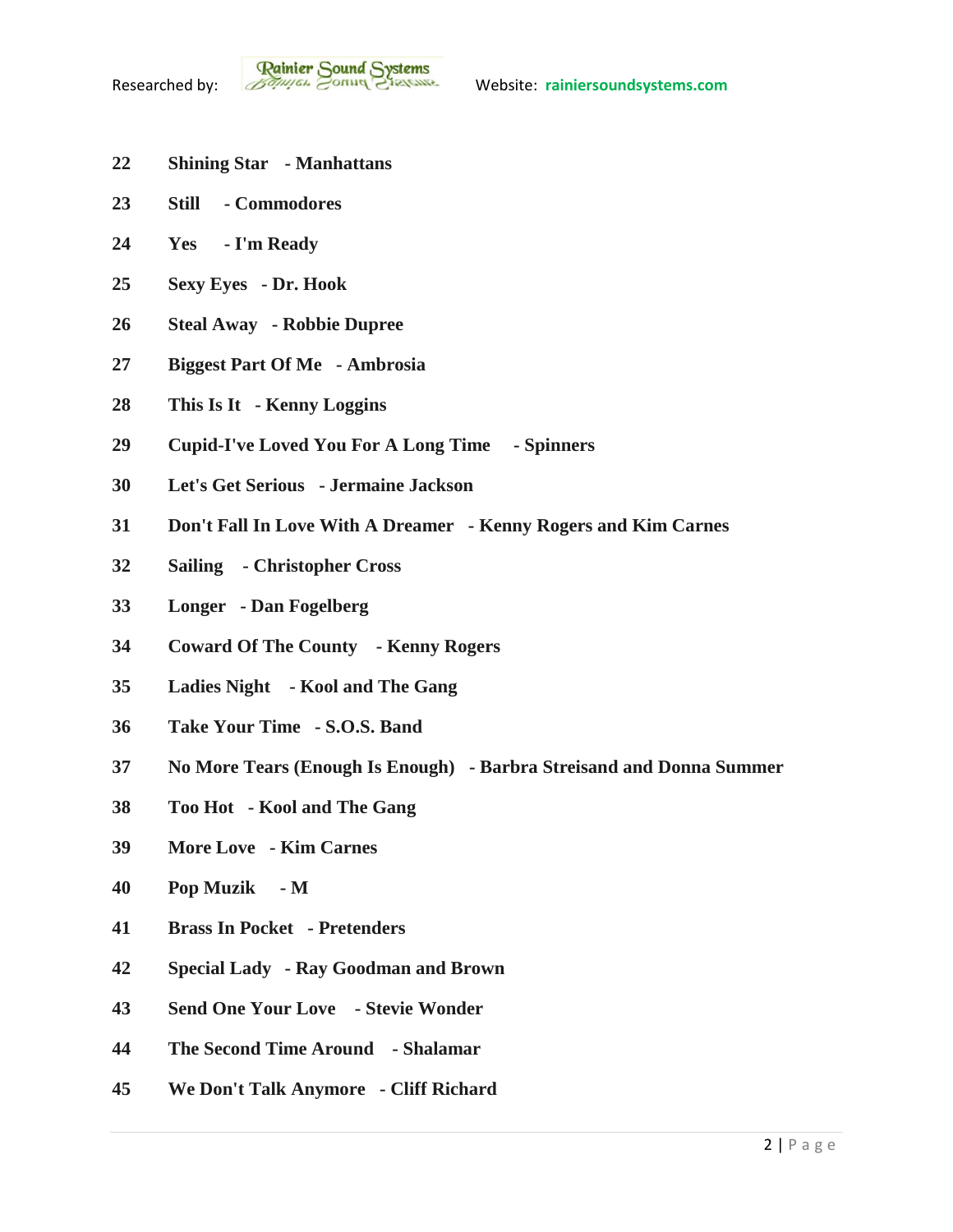**22 Shining Star - Manhattans**

**23 Still - Commodores**

**24 Yes - I'm Ready**

**25 Sexy Eyes - Dr. Hook**

**26 Steal Away - Robbie Dupree**

**27 Biggest Part Of Me - Ambrosia**

**28 This Is It - Kenny Loggins**

**29 Cupid-I've Loved You For A Long Time - Spinners**

**30 Let's Get Serious - Jermaine Jackson**

**31 Don't Fall In Love With A Dreamer - Kenny Rogers and Kim Carnes**

**32 Sailing - Christopher Cross**

**33 Longer - Dan Fogelberg**

**34 Coward Of The County - Kenny Rogers**

**35 Ladies Night - Kool and The Gang**

**36 Take Your Time - S.O.S. Band**

**37 No More Tears (Enough Is Enough) - Barbra Streisand and Donna Summer**

**38 Too Hot - Kool and The Gang**

**39 More Love - Kim Carnes**

**40 Pop Muzik - M**

**41 Brass In Pocket - Pretenders**

**42 Special Lady - Ray Goodman and Brown**

**43 Send One Your Love - Stevie Wonder**

**44 The Second Time Around - Shalamar**

**45 We Don't Talk Anymore - Cliff Richard**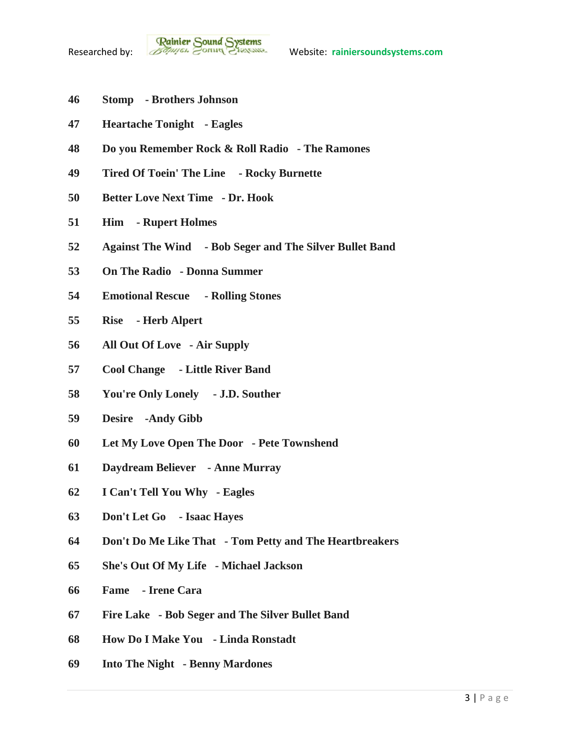**46 Stomp - Brothers Johnson**

**47 Heartache Tonight - Eagles**

**48 Do you Remember Rock & Roll Radio - The Ramones**

**49 Tired Of Toein' The Line - Rocky Burnette**

**50 Better Love Next Time - Dr. Hook**

**51 Him - Rupert Holmes**

**52 Against The Wind - Bob Seger and The Silver Bullet Band**

**53 On The Radio - Donna Summer**

**54 Emotional Rescue - Rolling Stones**

**55 Rise - Herb Alpert**

**56 All Out Of Love - Air Supply**

**57 Cool Change - Little River Band**

**58 You're Only Lonely - J.D. Souther**

**59 Desire -Andy Gibb**

**60 Let My Love Open The Door - Pete Townshend**

**61 Daydream Believer - Anne Murray**

**62 I Can't Tell You Why - Eagles**

**63 Don't Let Go - Isaac Hayes**

**64 Don't Do Me Like That - Tom Petty and The Heartbreakers**

**65 She's Out Of My Life - Michael Jackson**

**66 Fame - Irene Cara**

**67 Fire Lake - Bob Seger and The Silver Bullet Band**

**68 How Do I Make You - Linda Ronstadt**

**69 Into The Night - Benny Mardones**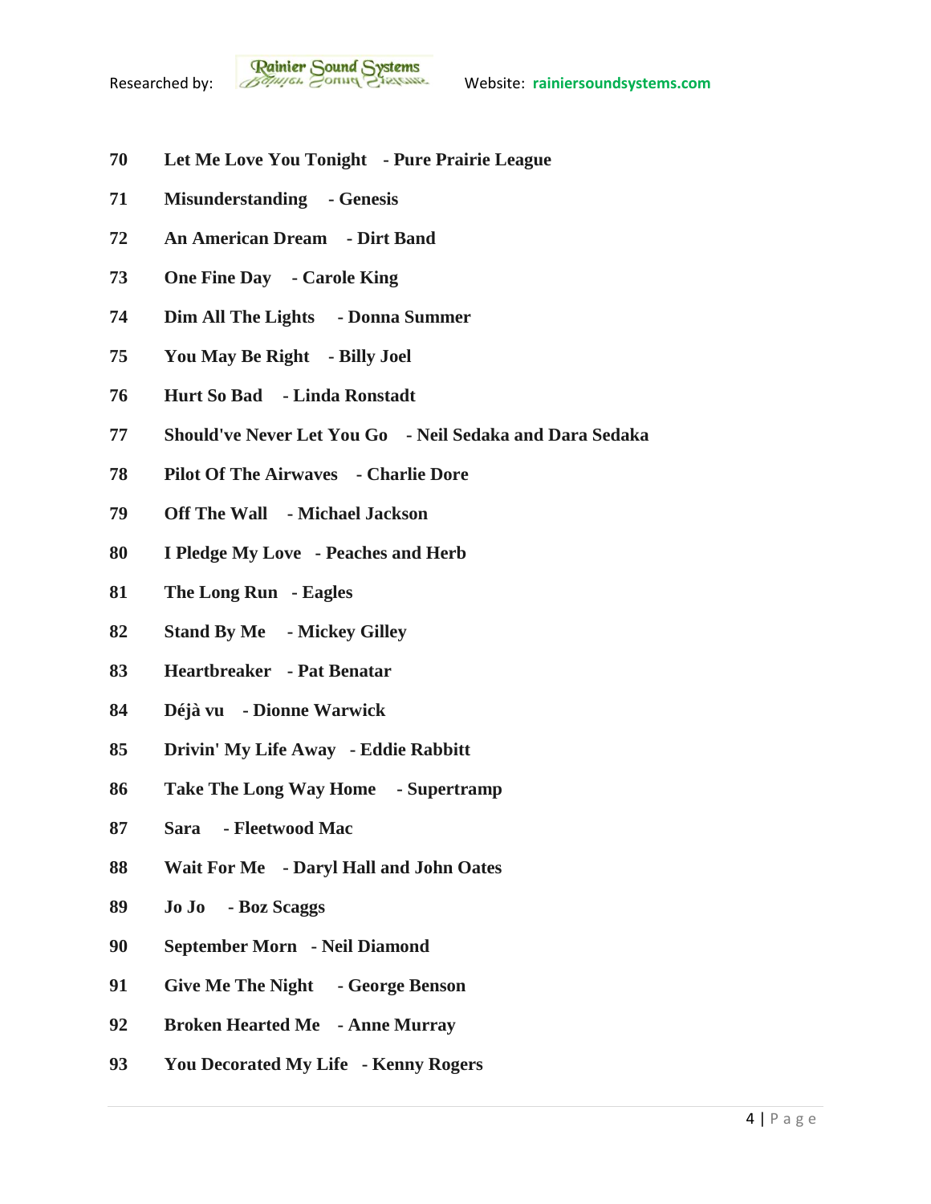**70 Let Me Love You Tonight - Pure Prairie League**

**71 Misunderstanding - Genesis**

**72 An American Dream - Dirt Band**

**73 One Fine Day - Carole King**

**74 Dim All The Lights - Donna Summer**

**75 You May Be Right - Billy Joel**

**76 Hurt So Bad - Linda Ronstadt**

**77 Should've Never Let You Go - Neil Sedaka and Dara Sedaka**

**78 Pilot Of The Airwaves - Charlie Dore**

**79 Off The Wall - Michael Jackson**

**80 I Pledge My Love - Peaches and Herb**

**81 The Long Run - Eagles**

**82 Stand By Me - Mickey Gilley**

**83 Heartbreaker - Pat Benatar**

**84 Déjà vu - Dionne Warwick**

**85 Drivin' My Life Away - Eddie Rabbitt**

**86 Take The Long Way Home - Supertramp**

**87 Sara - Fleetwood Mac**

**88 Wait For Me - Daryl Hall and John Oates**

**89 Jo Jo - Boz Scaggs**

**90 September Morn - Neil Diamond**

**91 Give Me The Night - George Benson**

**92 Broken Hearted Me - Anne Murray**

**93 You Decorated My Life - Kenny Rogers**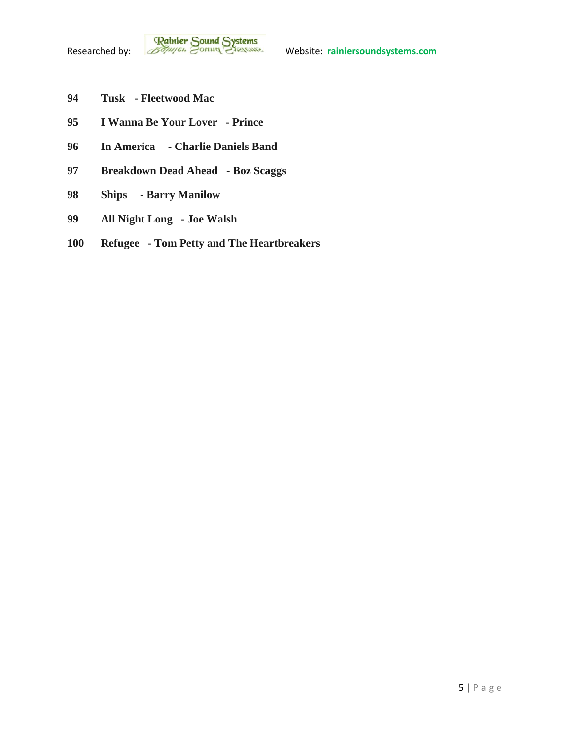**94 Tusk - Fleetwood Mac**

**95 I Wanna Be Your Lover - Prince**

**96 In America - Charlie Daniels Band**

**97 Breakdown Dead Ahead - Boz Scaggs**

**98 Ships - Barry Manilow**

**99 All Night Long - Joe Walsh**

**100 Refugee - Tom Petty and The Heartbreakers**